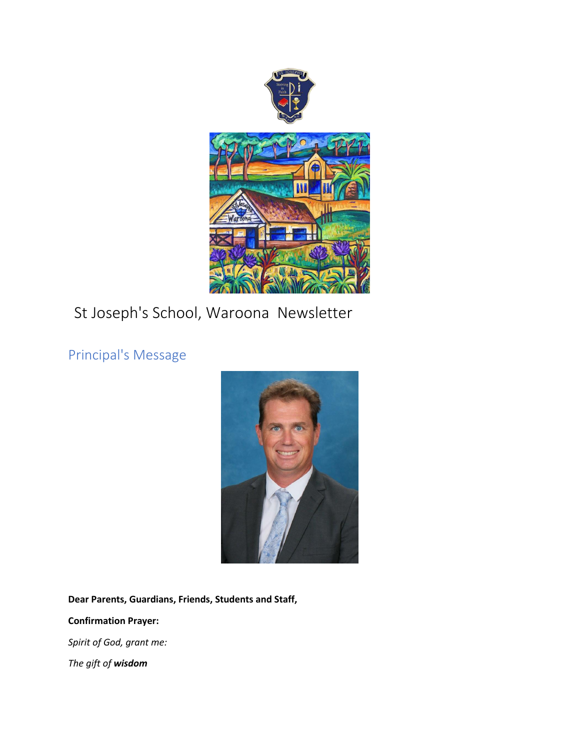# St Joseph's School, Waroona Newsletter

## Principal's Message

**Dear Parents, Guardians, Friends, Students and Staff,**

**Confirmation Prayer:**

*Spirit of God, grant me:*

*The gift of* ***wisdom***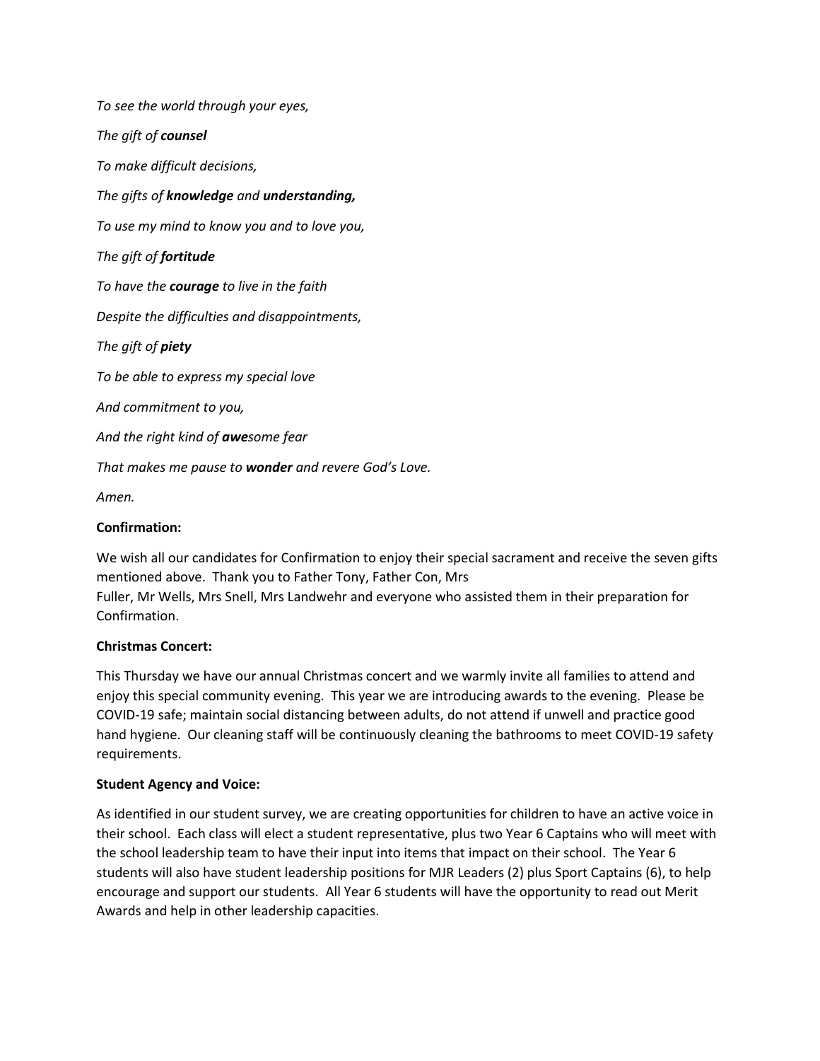*To see the world through your eyes,*

*The gift of **counsel***

*To make difficult decisions,*

*The gifts of **knowledge** and **understanding,***

*To use my mind to know you and to love you,*

*The gift of **fortitude***

*To have the **courage** to live in the faith*

*Despite the difficulties and disappointments,*

*The gift of **piety***

*To be able to express my special love*

*And commitment to you,*

*And the right kind of **awe**some fear*

*That makes me pause to **wonder** and revere God's Love.*

*Amen.*

**Confirmation:**

We wish all our candidates for Confirmation to enjoy their special sacrament and receive the seven gifts mentioned above. Thank you to Father Tony, Father Con, Mrs Fuller, Mr Wells, Mrs Snell, Mrs Landwehr and everyone who assisted them in their preparation for Confirmation.

**Christmas Concert:**

This Thursday we have our annual Christmas concert and we warmly invite all families to attend and enjoy this special community evening. This year we are introducing awards to the evening. Please be COVID-19 safe; maintain social distancing between adults, do not attend if unwell and practice good hand hygiene. Our cleaning staff will be continuously cleaning the bathrooms to meet COVID-19 safety requirements.

**Student Agency and Voice:**

As identified in our student survey, we are creating opportunities for children to have an active voice in their school. Each class will elect a student representative, plus two Year 6 Captains who will meet with the school leadership team to have their input into items that impact on their school. The Year 6 students will also have student leadership positions for MJR Leaders (2) plus Sport Captains (6), to help encourage and support our students. All Year 6 students will have the opportunity to read out Merit Awards and help in other leadership capacities.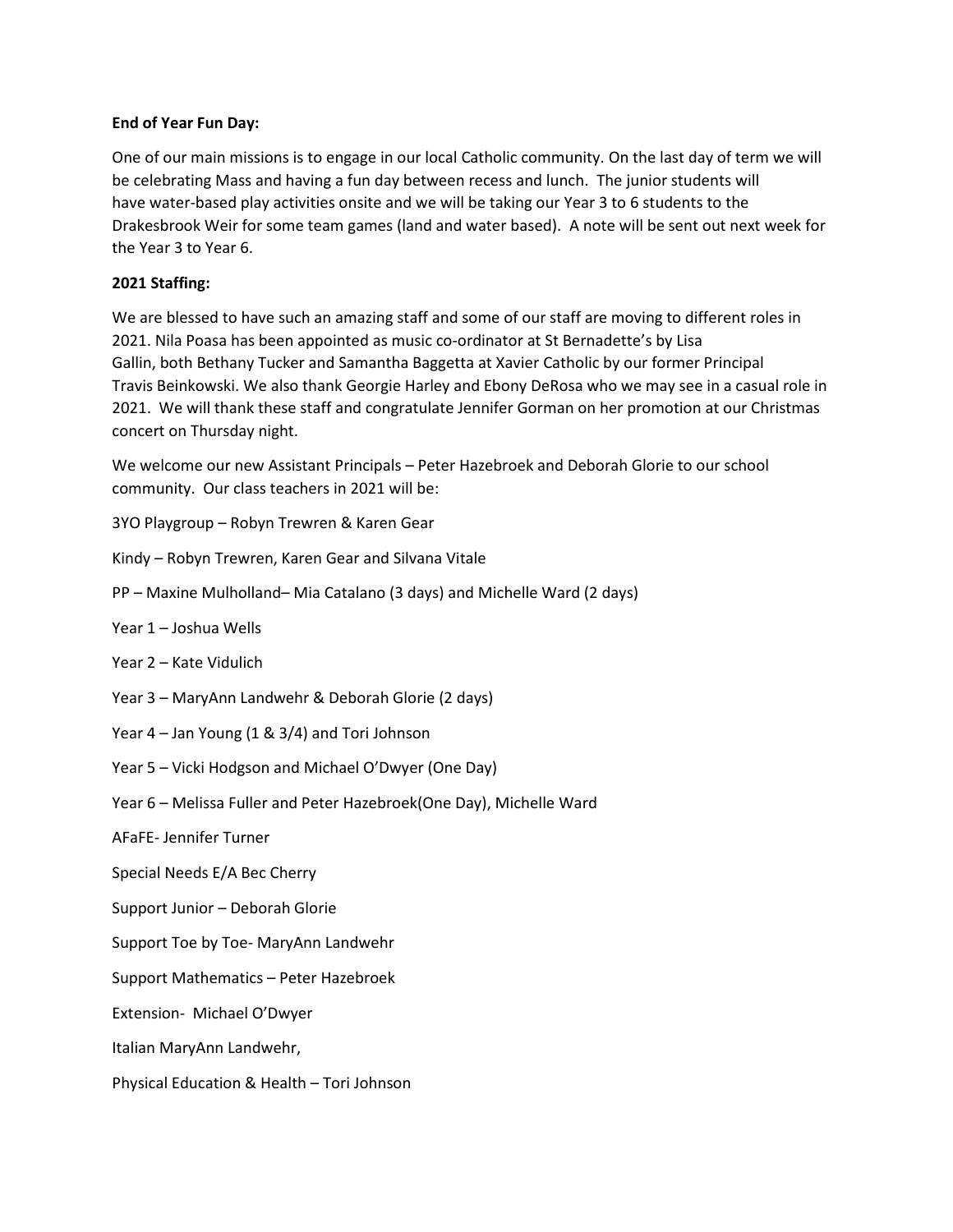**End of Year Fun Day:**

One of our main missions is to engage in our local Catholic community. On the last day of term we will be celebrating Mass and having a fun day between recess and lunch. The junior students will have water-based play activities onsite and we will be taking our Year 3 to 6 students to the Drakesbrook Weir for some team games (land and water based). A note will be sent out next week for the Year 3 to Year 6.

**2021 Staffing:**

We are blessed to have such an amazing staff and some of our staff are moving to different roles in 2021. Nila Poasa has been appointed as music co-ordinator at St Bernadette's by Lisa Gallin, both Bethany Tucker and Samantha Baggetta at Xavier Catholic by our former Principal Travis Beinkowski. We also thank Georgie Harley and Ebony DeRosa who we may see in a casual role in 2021. We will thank these staff and congratulate Jennifer Gorman on her promotion at our Christmas concert on Thursday night.

We welcome our new Assistant Principals – Peter Hazebroek and Deborah Glorie to our school community. Our class teachers in 2021 will be:

3YO Playgroup – Robyn Trewren & Karen Gear

Kindy – Robyn Trewren, Karen Gear and Silvana Vitale

PP – Maxine Mulholland– Mia Catalano (3 days) and Michelle Ward (2 days)

Year 1 – Joshua Wells

Year 2 – Kate Vidulich

Year 3 – MaryAnn Landwehr & Deborah Glorie (2 days)

Year 4 – Jan Young (1 & 3/4) and Tori Johnson

Year 5 – Vicki Hodgson and Michael O'Dwyer (One Day)

Year 6 – Melissa Fuller and Peter Hazebroek(One Day), Michelle Ward

AFaFE- Jennifer Turner

Special Needs E/A Bec Cherry

Support Junior – Deborah Glorie

Support Toe by Toe- MaryAnn Landwehr

Support Mathematics – Peter Hazebroek

Extension- Michael O'Dwyer

Italian MaryAnn Landwehr,

Physical Education & Health – Tori Johnson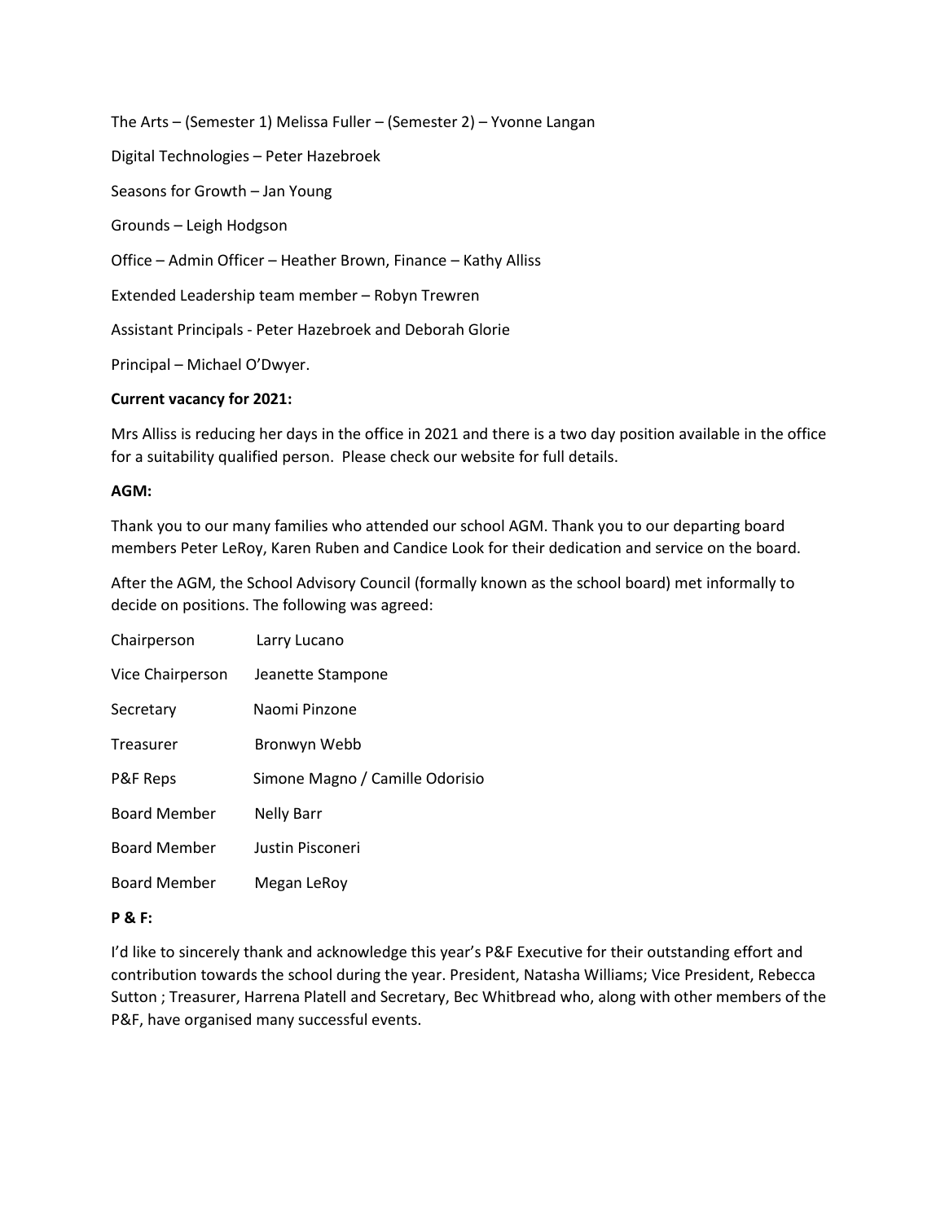The Arts – (Semester 1) Melissa Fuller – (Semester 2) – Yvonne Langan

Digital Technologies – Peter Hazebroek

Seasons for Growth – Jan Young

Grounds – Leigh Hodgson

Office – Admin Officer – Heather Brown, Finance – Kathy Alliss

Extended Leadership team member – Robyn Trewren

Assistant Principals - Peter Hazebroek and Deborah Glorie

Principal – Michael O'Dwyer.

**Current vacancy for 2021:**

Mrs Alliss is reducing her days in the office in 2021 and there is a two day position available in the office for a suitability qualified person. Please check our website for full details.

**AGM:**

Thank you to our many families who attended our school AGM. Thank you to our departing board members Peter LeRoy, Karen Ruben and Candice Look for their dedication and service on the board.

After the AGM, the School Advisory Council (formally known as the school board) met informally to decide on positions. The following was agreed:

| | |
|---|---|
| Chairperson | Larry Lucano |
| Vice Chairperson | Jeanette Stampone |
| Secretary | Naomi Pinzone |
| Treasurer | Bronwyn Webb |
| P&F Reps | Simone Magno / Camille Odorisio |
| Board Member | Nelly Barr |
| Board Member | Justin Pisconeri |
| Board Member | Megan LeRoy |

**P & F:**

I'd like to sincerely thank and acknowledge this year's P&F Executive for their outstanding effort and contribution towards the school during the year. President, Natasha Williams; Vice President, Rebecca Sutton ; Treasurer, Harrena Platell and Secretary, Bec Whitbread who, along with other members of the P&F, have organised many successful events.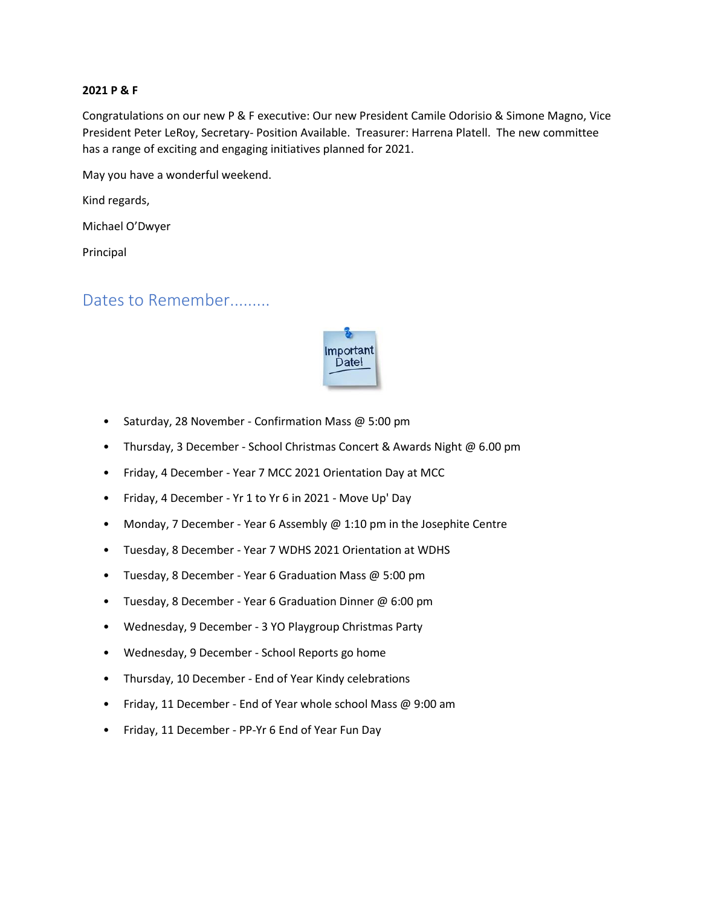**2021 P & F**

Congratulations on our new P & F executive: Our new President Camile Odorisio & Simone Magno, Vice President Peter LeRoy, Secretary- Position Available. Treasurer: Harrena Platell. The new committee has a range of exciting and engaging initiatives planned for 2021.

May you have a wonderful weekend.

Kind regards,

Michael O'Dwyer

Principal

## Dates to Remember.........

- Saturday, 28 November - Confirmation Mass @ 5:00 pm
- Thursday, 3 December - School Christmas Concert & Awards Night @ 6.00 pm
- Friday, 4 December - Year 7 MCC 2021 Orientation Day at MCC
- Friday, 4 December - Yr 1 to Yr 6 in 2021 - Move Up' Day
- Monday, 7 December - Year 6 Assembly @ 1:10 pm in the Josephite Centre
- Tuesday, 8 December - Year 7 WDHS 2021 Orientation at WDHS
- Tuesday, 8 December - Year 6 Graduation Mass @ 5:00 pm
- Tuesday, 8 December - Year 6 Graduation Dinner @ 6:00 pm
- Wednesday, 9 December - 3 YO Playgroup Christmas Party
- Wednesday, 9 December - School Reports go home
- Thursday, 10 December - End of Year Kindy celebrations
- Friday, 11 December - End of Year whole school Mass @ 9:00 am
- Friday, 11 December - PP-Yr 6 End of Year Fun Day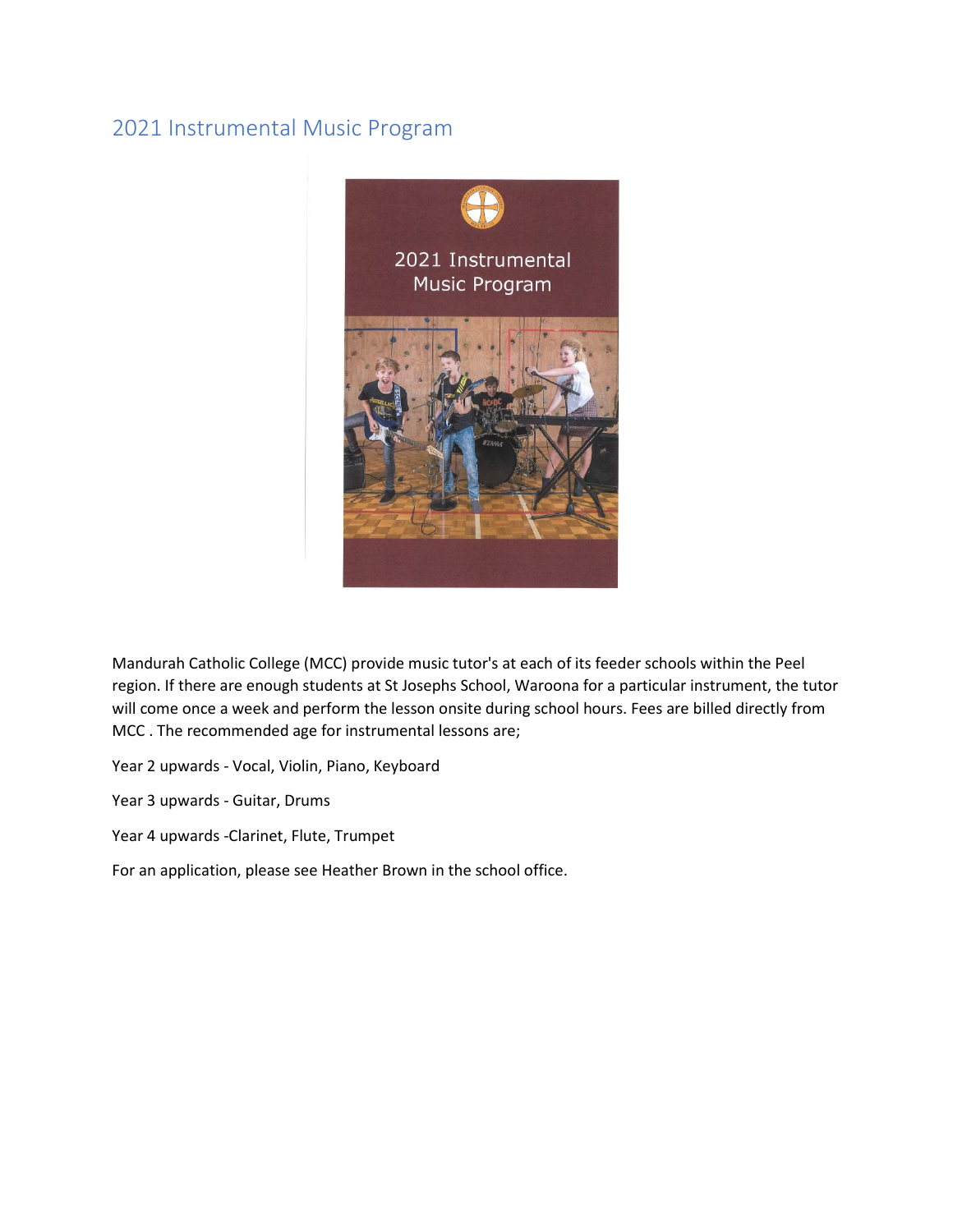## 2021 Instrumental Music Program

Mandurah Catholic College (MCC) provide music tutor's at each of its feeder schools within the Peel region. If there are enough students at St Josephs School, Waroona for a particular instrument, the tutor will come once a week and perform the lesson onsite during school hours. Fees are billed directly from MCC . The recommended age for instrumental lessons are;

Year 2 upwards - Vocal, Violin, Piano, Keyboard

Year 3 upwards - Guitar, Drums

Year 4 upwards -Clarinet, Flute, Trumpet

For an application, please see Heather Brown in the school office.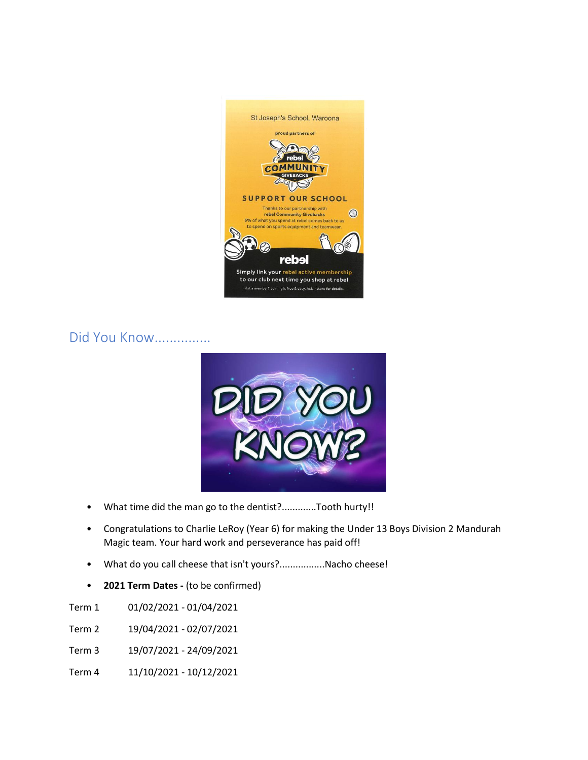## Did You Know...............

- What time did the man go to the dentist?............Tooth hurty!!
- Congratulations to Charlie LeRoy (Year 6) for making the Under 13 Boys Division 2 Mandurah Magic team. Your hard work and perseverance has paid off!
- What do you call cheese that isn't yours?................Nacho cheese!
- **2021 Term Dates -** (to be confirmed)

Term 1 01/02/2021 - 01/04/2021

Term 2 19/04/2021 - 02/07/2021

Term 3 19/07/2021 - 24/09/2021

Term 4 11/10/2021 - 10/12/2021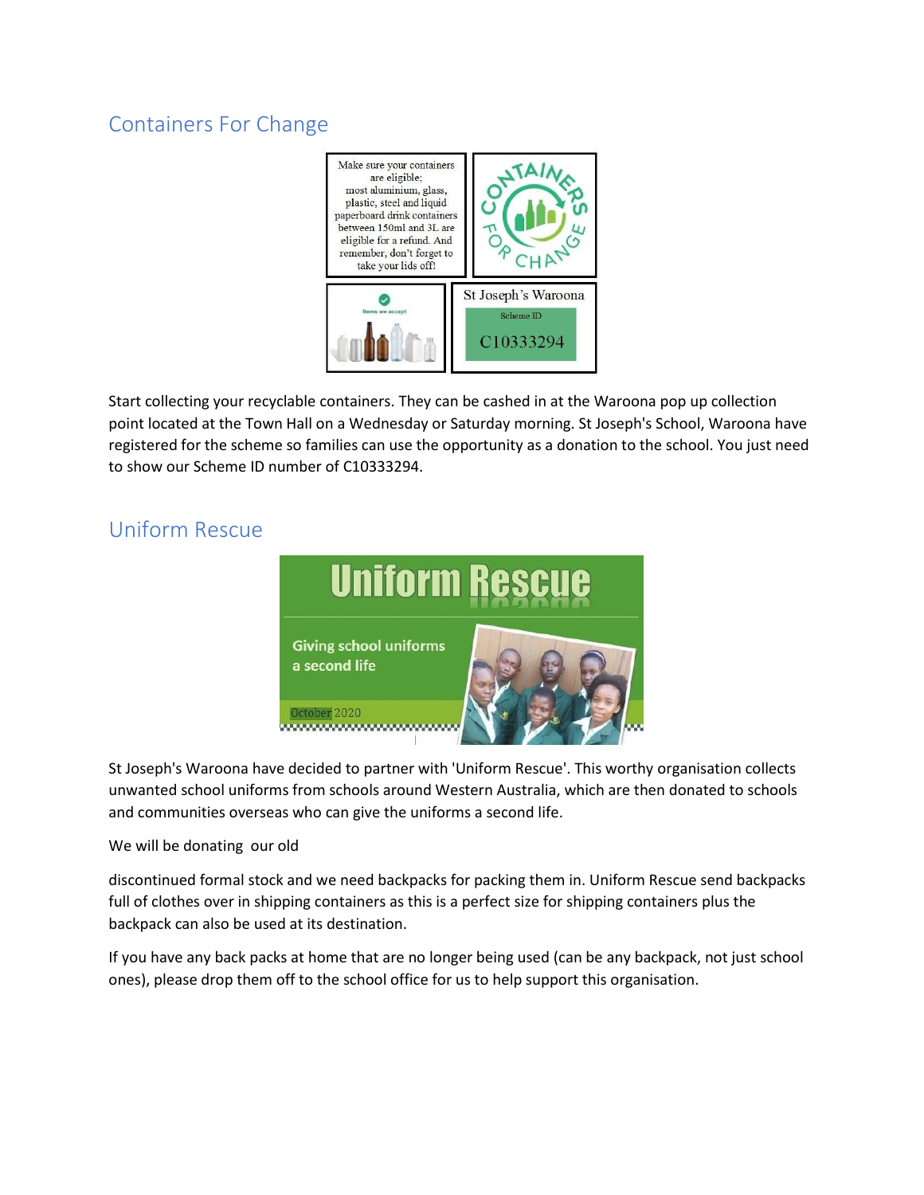## Containers For Change

Make sure your containers are eligible; most aluminium, glass, plastic, steel and liquid paperboard drink containers between 150ml and 3L are eligible for a refund. And remember, don't forget to take your lids off!

St Joseph's Waroona

Scheme ID

C10333294

Start collecting your recyclable containers. They can be cashed in at the Waroona pop up collection point located at the Town Hall on a Wednesday or Saturday morning. St Joseph's School, Waroona have registered for the scheme so families can use the opportunity as a donation to the school. You just need to show our Scheme ID number of C10333294.

## Uniform Rescue

Uniform Rescue

Giving school uniforms a second life

October 2020

St Joseph's Waroona have decided to partner with 'Uniform Rescue'. This worthy organisation collects unwanted school uniforms from schools around Western Australia, which are then donated to schools and communities overseas who can give the uniforms a second life.

We will be donating our old

discontinued formal stock and we need backpacks for packing them in. Uniform Rescue send backpacks full of clothes over in shipping containers as this is a perfect size for shipping containers plus the backpack can also be used at its destination.

If you have any back packs at home that are no longer being used (can be any backpack, not just school ones), please drop them off to the school office for us to help support this organisation.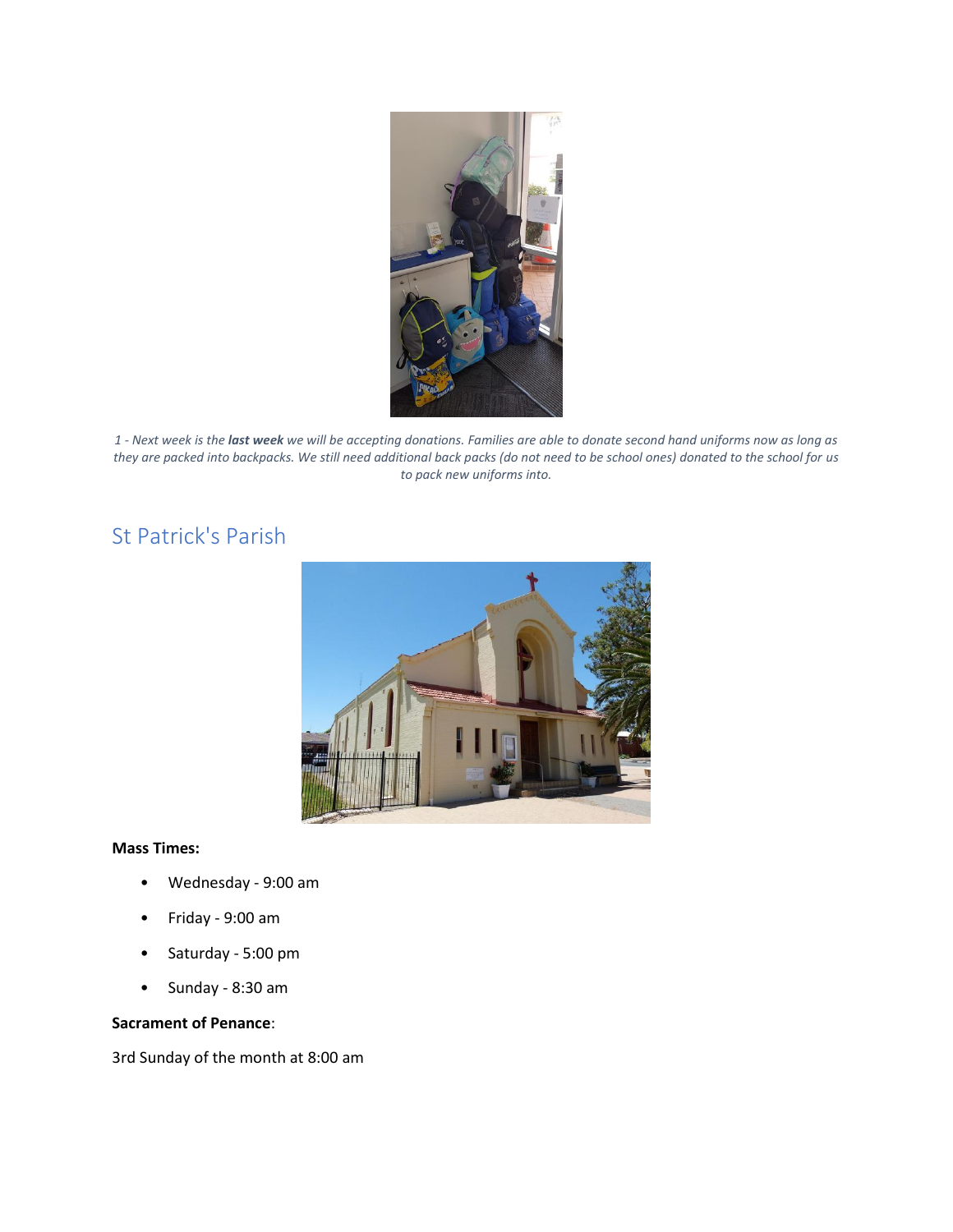*1 - Next week is the **last week** we will be accepting donations. Families are able to donate second hand uniforms now as long as they are packed into backpacks. We still need additional back packs (do not need to be school ones) donated to the school for us to pack new uniforms into.*

## St Patrick's Parish

**Mass Times:**

- Wednesday - 9:00 am
- Friday - 9:00 am
- Saturday - 5:00 pm
- Sunday - 8:30 am

**Sacrament of Penance**:

3rd Sunday of the month at 8:00 am